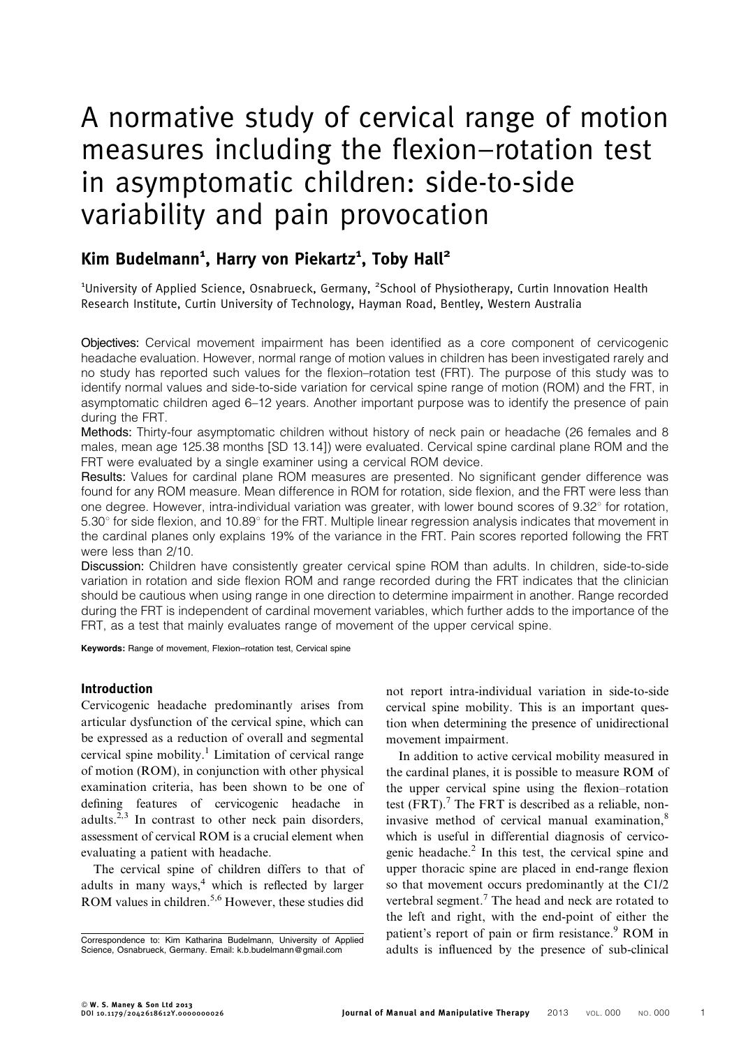# A normative study of cervical range of motion measures including the flexion–rotation test in asymptomatic children: side-to-side variability and pain provocation

**Kim Budelmann[1], Harry von Piekartz[1], Toby Hall[2]**

[1]University of Applied Science, Osnabrueck, Germany, [2]School of Physiotherapy, Curtin Innovation Health Research Institute, Curtin University of Technology, Hayman Road, Bentley, Western Australia

**Objectives:** Cervical movement impairment has been identified as a core component of cervicogenic headache evaluation. However, normal range of motion values in children has been investigated rarely and no study has reported such values for the flexion–rotation test (FRT). The purpose of this study was to identify normal values and side-to-side variation for cervical spine range of motion (ROM) and the FRT, in asymptomatic children aged 6–12 years. Another important purpose was to identify the presence of pain during the FRT.

**Methods:** Thirty-four asymptomatic children without history of neck pain or headache (26 females and 8 males, mean age 125.38 months [SD 13.14]) were evaluated. Cervical spine cardinal plane ROM and the FRT were evaluated by a single examiner using a cervical ROM device.

**Results:** Values for cardinal plane ROM measures are presented. No significant gender difference was found for any ROM measure. Mean difference in ROM for rotation, side flexion, and the FRT were less than one degree. However, intra-individual variation was greater, with lower bound scores of 9.32° for rotation, 5.30° for side flexion, and 10.89° for the FRT. Multiple linear regression analysis indicates that movement in the cardinal planes only explains 19% of the variance in the FRT. Pain scores reported following the FRT were less than 2/10.

**Discussion:** Children have consistently greater cervical spine ROM than adults. In children, side-to-side variation in rotation and side flexion ROM and range recorded during the FRT indicates that the clinician should be cautious when using range in one direction to determine impairment in another. Range recorded during the FRT is independent of cardinal movement variables, which further adds to the importance of the FRT, as a test that mainly evaluates range of movement of the upper cervical spine.

**Keywords:** Range of movement, Flexion–rotation test, Cervical spine

## Introduction

Cervicogenic headache predominantly arises from articular dysfunction of the cervical spine, which can be expressed as a reduction of overall and segmental cervical spine mobility.[1] Limitation of cervical range of motion (ROM), in conjunction with other physical examination criteria, has been shown to be one of defining features of cervicogenic headache in adults.[2,3] In contrast to other neck pain disorders, assessment of cervical ROM is a crucial element when evaluating a patient with headache.

The cervical spine of children differs to that of adults in many ways,[4] which is reflected by larger ROM values in children.[5,6] However, these studies did not report intra-individual variation in side-to-side cervical spine mobility. This is an important question when determining the presence of unidirectional movement impairment.

In addition to active cervical mobility measured in the cardinal planes, it is possible to measure ROM of the upper cervical spine using the flexion–rotation test (FRT).[7] The FRT is described as a reliable, non-invasive method of cervical manual examination,[8] which is useful in differential diagnosis of cervicogenic headache.[2] In this test, the cervical spine and upper thoracic spine are placed in end-range flexion so that movement occurs predominantly at the C1/2 vertebral segment.[7] The head and neck are rotated to the left and right, with the end-point of either the patient's report of pain or firm resistance.[9] ROM in adults is influenced by the presence of sub-clinical

Correspondence to: Kim Katharina Budelmann, University of Applied Science, Osnabrueck, Germany. Email: k.b.budelmann@gmail.com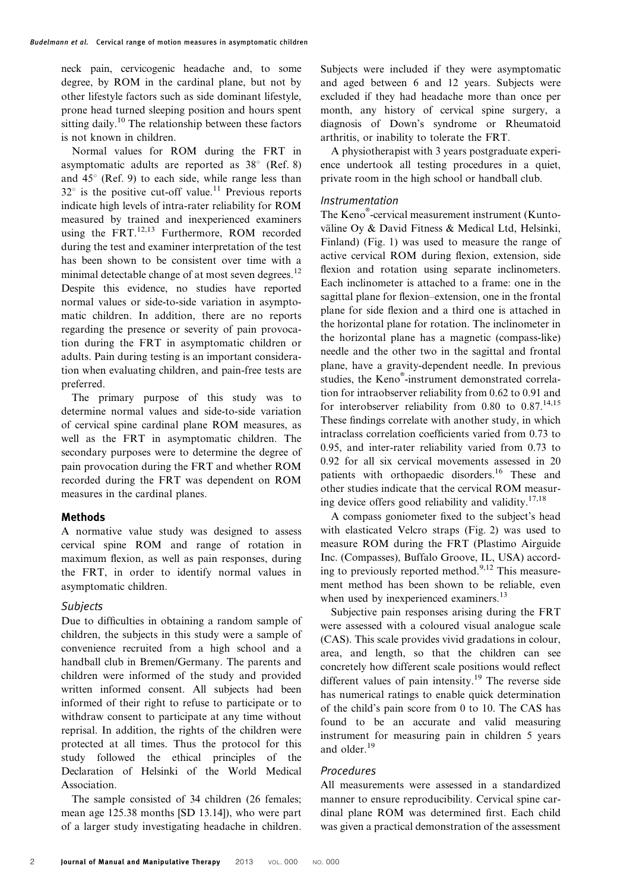neck pain, cervicogenic headache and, to some degree, by ROM in the cardinal plane, but not by other lifestyle factors such as side dominant lifestyle, prone head turned sleeping position and hours spent sitting daily.[10] The relationship between these factors is not known in children.

Normal values for ROM during the FRT in asymptomatic adults are reported as 38° (Ref. 8) and 45° (Ref. 9) to each side, while range less than 32° is the positive cut-off value.[11] Previous reports indicate high levels of intra-rater reliability for ROM measured by trained and inexperienced examiners using the FRT.[12,13] Furthermore, ROM recorded during the test and examiner interpretation of the test has been shown to be consistent over time with a minimal detectable change of at most seven degrees.[12] Despite this evidence, no studies have reported normal values or side-to-side variation in asymptomatic children. In addition, there are no reports regarding the presence or severity of pain provocation during the FRT in asymptomatic children or adults. Pain during testing is an important consideration when evaluating children, and pain-free tests are preferred.

The primary purpose of this study was to determine normal values and side-to-side variation of cervical spine cardinal plane ROM measures, as well as the FRT in asymptomatic children. The secondary purposes were to determine the degree of pain provocation during the FRT and whether ROM recorded during the FRT was dependent on ROM measures in the cardinal planes.

## Methods

A normative value study was designed to assess cervical spine ROM and range of rotation in maximum flexion, as well as pain responses, during the FRT, in order to identify normal values in asymptomatic children.

### Subjects

Due to difficulties in obtaining a random sample of children, the subjects in this study were a sample of convenience recruited from a high school and a handball club in Bremen/Germany. The parents and children were informed of the study and provided written informed consent. All subjects had been informed of their right to refuse to participate or to withdraw consent to participate at any time without reprisal. In addition, the rights of the children were protected at all times. Thus the protocol for this study followed the ethical principles of the Declaration of Helsinki of the World Medical Association.

The sample consisted of 34 children (26 females; mean age 125.38 months [SD 13.14]), who were part of a larger study investigating headache in children. Subjects were included if they were asymptomatic and aged between 6 and 12 years. Subjects were excluded if they had headache more than once per month, any history of cervical spine surgery, a diagnosis of Down's syndrome or Rheumatoid arthritis, or inability to tolerate the FRT.

A physiotherapist with 3 years postgraduate experience undertook all testing procedures in a quiet, private room in the high school or handball club.

### Instrumentation

The Keno®-cervical measurement instrument (Kuntoväline Oy & David Fitness & Medical Ltd, Helsinki, Finland) (Fig. 1) was used to measure the range of active cervical ROM during flexion, extension, side flexion and rotation using separate inclinometers. Each inclinometer is attached to a frame: one in the sagittal plane for flexion–extension, one in the frontal plane for side flexion and a third one is attached in the horizontal plane for rotation. The inclinometer in the horizontal plane has a magnetic (compass-like) needle and the other two in the sagittal and frontal plane, have a gravity-dependent needle. In previous studies, the Keno®-instrument demonstrated correlation for intraobserver reliability from 0.62 to 0.91 and for interobserver reliability from 0.80 to 0.87.[14,15] These findings correlate with another study, in which intraclass correlation coefficients varied from 0.73 to 0.95, and inter-rater reliability varied from 0.73 to 0.92 for all six cervical movements assessed in 20 patients with orthopaedic disorders.[16] These and other studies indicate that the cervical ROM measuring device offers good reliability and validity.[17,18]

A compass goniometer fixed to the subject's head with elasticated Velcro straps (Fig. 2) was used to measure ROM during the FRT (Plastimo Airguide Inc. (Compasses), Buffalo Groove, IL, USA) according to previously reported method.[9,12] This measurement method has been shown to be reliable, even when used by inexperienced examiners.[13]

Subjective pain responses arising during the FRT were assessed with a coloured visual analogue scale (CAS). This scale provides vivid gradations in colour, area, and length, so that the children can see concretely how different scale positions would reflect different values of pain intensity.[19] The reverse side has numerical ratings to enable quick determination of the child's pain score from 0 to 10. The CAS has found to be an accurate and valid measuring instrument for measuring pain in children 5 years and older.[19]

### Procedures

All measurements were assessed in a standardized manner to ensure reproducibility. Cervical spine cardinal plane ROM was determined first. Each child was given a practical demonstration of the assessment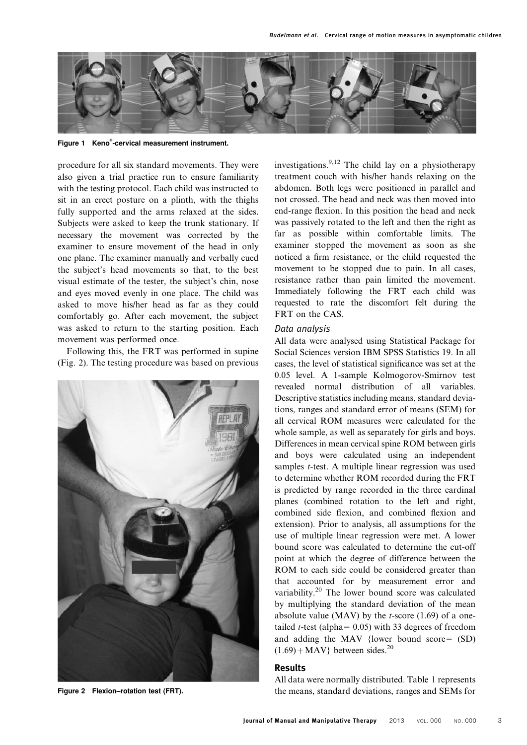Figure 1 Keno®-cervical measurement instrument.

procedure for all six standard movements. They were also given a trial practice run to ensure familiarity with the testing protocol. Each child was instructed to sit in an erect posture on a plinth, with the thighs fully supported and the arms relaxed at the sides. Subjects were asked to keep the trunk stationary. If necessary the movement was corrected by the examiner to ensure movement of the head in only one plane. The examiner manually and verbally cued the subject's head movements so that, to the best visual estimate of the tester, the subject's chin, nose and eyes moved evenly in one place. The child was asked to move his/her head as far as they could comfortably go. After each movement, the subject was asked to return to the starting position. Each movement was performed once.

Following this, the FRT was performed in supine (Fig. 2). The testing procedure was based on previous investigations.[9,12] The child lay on a physiotherapy treatment couch with his/her hands relaxing on the abdomen. Both legs were positioned in parallel and not crossed. The head and neck was then moved into end-range flexion. In this position the head and neck was passively rotated to the left and then the right as far as possible within comfortable limits. The examiner stopped the movement as soon as she noticed a firm resistance, or the child requested the movement to be stopped due to pain. In all cases, resistance rather than pain limited the movement. Immediately following the FRT each child was requested to rate the discomfort felt during the FRT on the CAS.

Figure 2 Flexion–rotation test (FRT).

### *Data analysis*

All data were analysed using Statistical Package for Social Sciences version IBM SPSS Statistics 19. In all cases, the level of statistical significance was set at the 0.05 level. A 1-sample Kolmogorov-Smirnov test revealed normal distribution of all variables. Descriptive statistics including means, standard deviations, ranges and standard error of means (SEM) for all cervical ROM measures were calculated for the whole sample, as well as separately for girls and boys. Differences in mean cervical spine ROM between girls and boys were calculated using an independent samples *t*-test. A multiple linear regression was used to determine whether ROM recorded during the FRT is predicted by range recorded in the three cardinal planes (combined rotation to the left and right, combined side flexion, and combined flexion and extension). Prior to analysis, all assumptions for the use of multiple linear regression were met. A lower bound score was calculated to determine the cut-off point at which the degree of difference between the ROM to each side could be considered greater than that accounted for by measurement error and variability.[20] The lower bound score was calculated by multiplying the standard deviation of the mean absolute value (MAV) by the *t*-score (1.69) of a one-tailed *t*-test (alpha = 0.05) with 33 degrees of freedom and adding the MAV {lower bound score = (SD) $(1.69) + \text{MAV}$} between sides.[20]

## Results

All data were normally distributed. Table 1 represents the means, standard deviations, ranges and SEMs for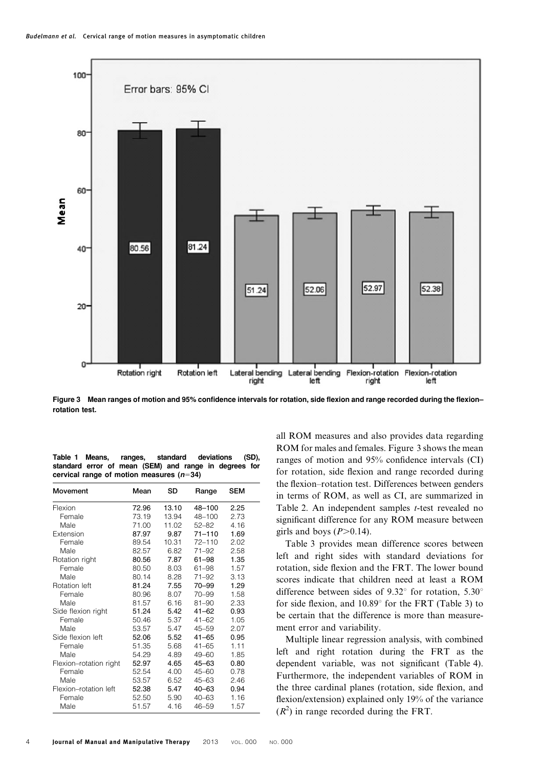Figure 3 Mean ranges of motion and 95% confidence intervals for rotation, side flexion and range recorded during the flexion–rotation test.

Table 1 Means, ranges, standard deviations (SD), standard error of mean (SEM) and range in degrees for cervical range of motion measures ($n$=34)

| Movement | Mean | SD | Range | SEM |
|---|---|---|---|---|
| Flexion | 72.96 | 13.10 | 48–100 | 2.25 |
| Female | 73.19 | 13.94 | 48–100 | 2.73 |
| Male | 71.00 | 11.02 | 52–82 | 4.16 |
| Extension | 87.97 | 9.87 | 71–110 | 1.69 |
| Female | 89.54 | 10.31 | 72–110 | 2.02 |
| Male | 82.57 | 6.82 | 71–92 | 2.58 |
| Rotation right | 80.56 | 7.87 | 61–98 | 1.35 |
| Female | 80.50 | 8.03 | 61–98 | 1.57 |
| Male | 80.14 | 8.28 | 71–92 | 3.13 |
| Rotation left | 81.24 | 7.55 | 70–99 | 1.29 |
| Female | 80.96 | 8.07 | 70–99 | 1.58 |
| Male | 81.57 | 6.16 | 81–90 | 2.33 |
| Side flexion right | 51.24 | 5.42 | 41–62 | 0.93 |
| Female | 50.46 | 5.37 | 41–62 | 1.05 |
| Male | 53.57 | 5.47 | 45–59 | 2.07 |
| Side flexion left | 52.06 | 5.52 | 41–65 | 0.95 |
| Female | 51.35 | 5.68 | 41–65 | 1.11 |
| Male | 54.29 | 4.89 | 49–60 | 1.85 |
| Flexion–rotation right | 52.97 | 4.65 | 45–63 | 0.80 |
| Female | 52.54 | 4.00 | 45–60 | 0.78 |
| Male | 53.57 | 6.52 | 45–63 | 2.46 |
| Flexion–rotation left | 52.38 | 5.47 | 40–63 | 0.94 |
| Female | 52.50 | 5.90 | 40–63 | 1.16 |
| Male | 51.57 | 4.16 | 46–59 | 1.57 |

all ROM measures and also provides data regarding ROM for males and females. Figure 3 shows the mean ranges of motion and 95% confidence intervals (CI) for rotation, side flexion and range recorded during the flexion–rotation test. Differences between genders in terms of ROM, as well as CI, are summarized in Table 2. An independent samples *t*-test revealed no significant difference for any ROM measure between girls and boys ($P$>0.14).

Table 3 provides mean difference scores between left and right sides with standard deviations for rotation, side flexion and the FRT. The lower bound scores indicate that children need at least a ROM difference between sides of 9.32° for rotation, 5.30° for side flexion, and 10.89° for the FRT (Table 3) to be certain that the difference is more than measurement error and variability.

Multiple linear regression analysis, with combined left and right rotation during the FRT as the dependent variable, was not significant (Table 4). Furthermore, the independent variables of ROM in the three cardinal planes (rotation, side flexion, and flexion/extension) explained only 19% of the variance ($R^2$) in range recorded during the FRT.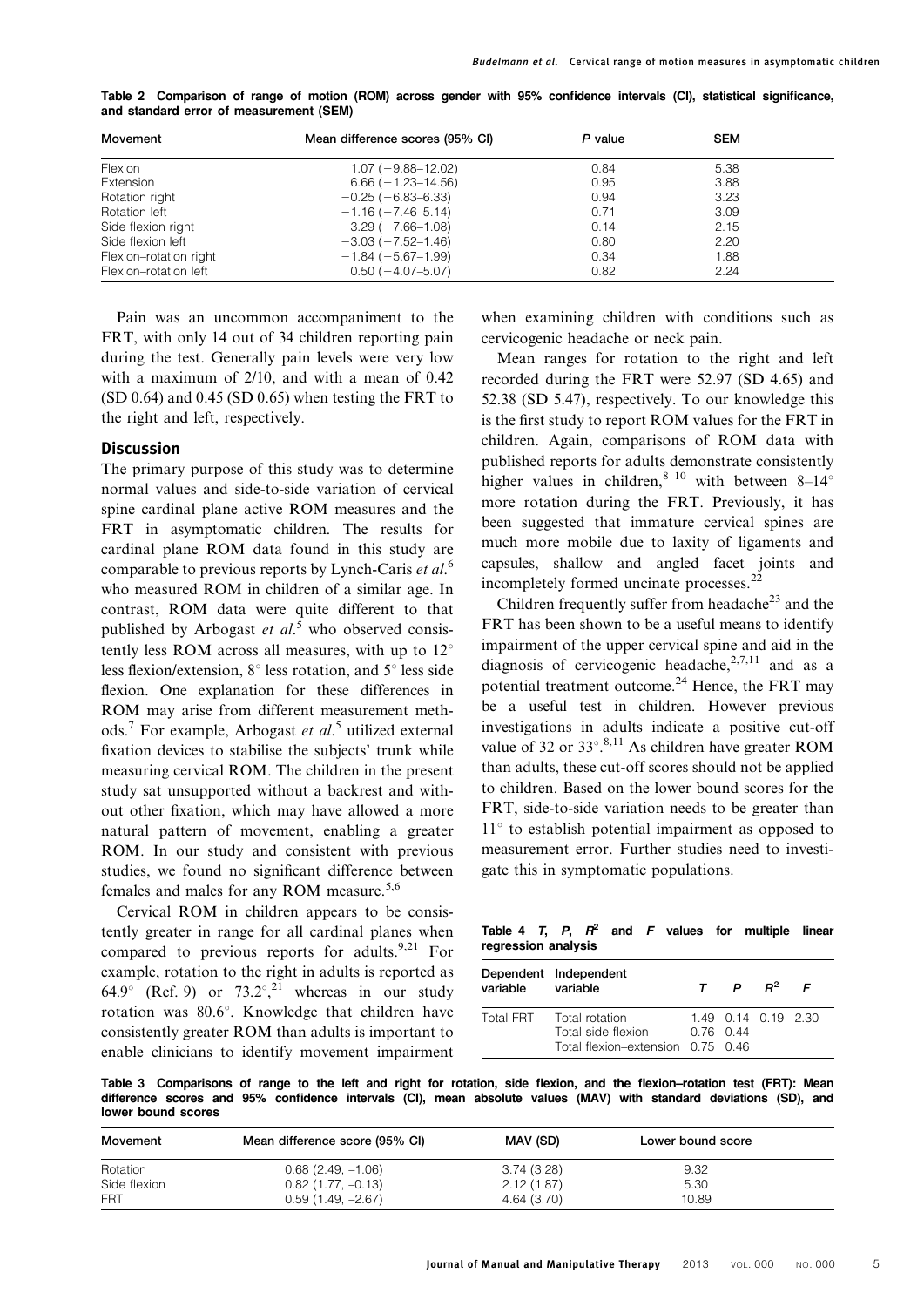**Table 2 Comparison of range of motion (ROM) across gender with 95% confidence intervals (CI), statistical significance, and standard error of measurement (SEM)**

| Movement | Mean difference scores (95% CI) | P value | SEM |
|---|---|---|---|
| Flexion | 1.07 (−9.88–12.02) | 0.84 | 5.38 |
| Extension | 6.66 (−1.23–14.56) | 0.95 | 3.88 |
| Rotation right | −0.25 (−6.83–6.33) | 0.94 | 3.23 |
| Rotation left | −1.16 (−7.46–5.14) | 0.71 | 3.09 |
| Side flexion right | −3.29 (−7.66–1.08) | 0.14 | 2.15 |
| Side flexion left | −3.03 (−7.52–1.46) | 0.80 | 2.20 |
| Flexion–rotation right | −1.84 (−5.67–1.99) | 0.34 | 1.88 |
| Flexion–rotation left | 0.50 (−4.07–5.07) | 0.82 | 2.24 |

Pain was an uncommon accompaniment to the FRT, with only 14 out of 34 children reporting pain during the test. Generally pain levels were very low with a maximum of 2/10, and with a mean of 0.42 (SD 0.64) and 0.45 (SD 0.65) when testing the FRT to the right and left, respectively.

## Discussion

The primary purpose of this study was to determine normal values and side-to-side variation of cervical spine cardinal plane active ROM measures and the FRT in asymptomatic children. The results for cardinal plane ROM data found in this study are comparable to previous reports by Lynch-Caris *et al.*[6] who measured ROM in children of a similar age. In contrast, ROM data were quite different to that published by Arbogast *et al.*[5] who observed consistently less ROM across all measures, with up to 12° less flexion/extension, 8° less rotation, and 5° less side flexion. One explanation for these differences in ROM may arise from different measurement methods.[7] For example, Arbogast *et al.*[5] utilized external fixation devices to stabilise the subjects' trunk while measuring cervical ROM. The children in the present study sat unsupported without a backrest and without other fixation, which may have allowed a more natural pattern of movement, enabling a greater ROM. In our study and consistent with previous studies, we found no significant difference between females and males for any ROM measure.[5,6]

Cervical ROM in children appears to be consistently greater in range for all cardinal planes when compared to previous reports for adults.[9,21] For example, rotation to the right in adults is reported as 64.9° (Ref. 9) or 73.2°,[21] whereas in our study rotation was 80.6°. Knowledge that children have consistently greater ROM than adults is important to enable clinicians to identify movement impairment when examining children with conditions such as cervicogenic headache or neck pain.

Mean ranges for rotation to the right and left recorded during the FRT were 52.97 (SD 4.65) and 52.38 (SD 5.47), respectively. To our knowledge this is the first study to report ROM values for the FRT in children. Again, comparisons of ROM data with published reports for adults demonstrate consistently higher values in children,[8–10] with between 8–14° more rotation during the FRT. Previously, it has been suggested that immature cervical spines are much more mobile due to laxity of ligaments and capsules, shallow and angled facet joints and incompletely formed uncinate processes.[22]

Children frequently suffer from headache[23] and the FRT has been shown to be a useful means to identify impairment of the upper cervical spine and aid in the diagnosis of cervicogenic headache,[2,7,11] and as a potential treatment outcome.[24] Hence, the FRT may be a useful test in children. However previous investigations in adults indicate a positive cut-off value of 32 or 33°.[8,11] As children have greater ROM than adults, these cut-off scores should not be applied to children. Based on the lower bound scores for the FRT, side-to-side variation needs to be greater than 11° to establish potential impairment as opposed to measurement error. Further studies need to investigate this in symptomatic populations.

**Table 4 $T$, $P$, $R^2$ and $F$ values for multiple linear regression analysis**

| Dependent variable | Independent variable | $T$ | $P$ | $R^2$ | $F$ |
|---|---|---|---|---|---|
| Total FRT | Total rotation | 1.49 | 0.14 | 0.19 | 2.30 |
| | Total side flexion | 0.76 | 0.44 | | |
| | Total flexion–extension | 0.75 | 0.46 | | |

**Table 3 Comparisons of range to the left and right for rotation, side flexion, and the flexion–rotation test (FRT): Mean difference scores and 95% confidence intervals (CI), mean absolute values (MAV) with standard deviations (SD), and lower bound scores**

| Movement | Mean difference score (95% CI) | MAV (SD) | Lower bound score |
|---|---|---|---|
| Rotation | 0.68 (2.49, −1.06) | 3.74 (3.28) | 9.32 |
| Side flexion | 0.82 (1.77, −0.13) | 2.12 (1.87) | 5.30 |
| FRT | 0.59 (1.49, −2.67) | 4.64 (3.70) | 10.89 |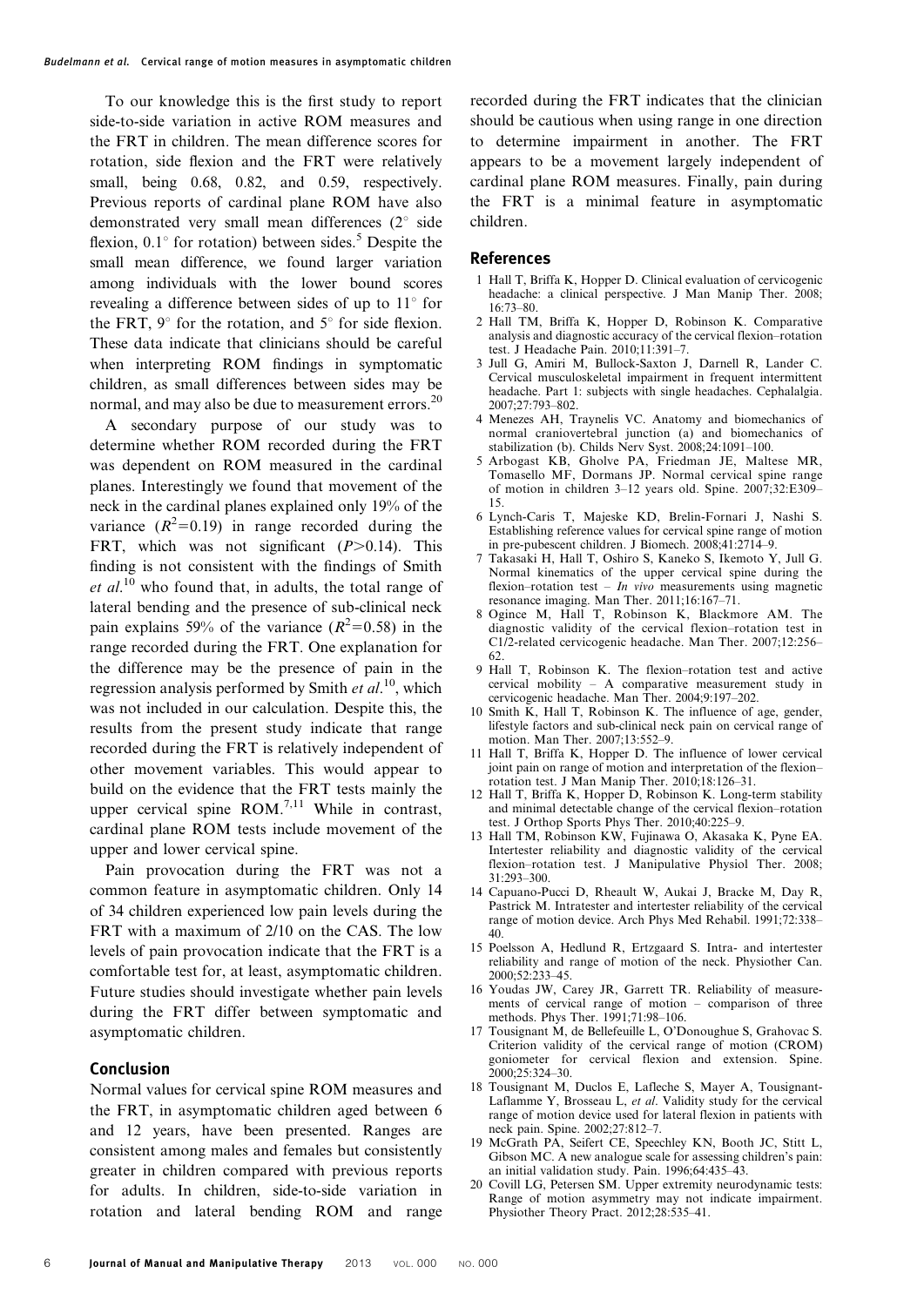To our knowledge this is the first study to report side-to-side variation in active ROM measures and the FRT in children. The mean difference scores for rotation, side flexion and the FRT were relatively small, being 0.68, 0.82, and 0.59, respectively. Previous reports of cardinal plane ROM have also demonstrated very small mean differences (2° side flexion, 0.1° for rotation) between sides.[5] Despite the small mean difference, we found larger variation among individuals with the lower bound scores revealing a difference between sides of up to 11° for the FRT, 9° for the rotation, and 5° for side flexion. These data indicate that clinicians should be careful when interpreting ROM findings in symptomatic children, as small differences between sides may be normal, and may also be due to measurement errors.[20]

A secondary purpose of our study was to determine whether ROM recorded during the FRT was dependent on ROM measured in the cardinal planes. Interestingly we found that movement of the neck in the cardinal planes explained only 19% of the variance ($R^2$=0.19) in range recorded during the FRT, which was not significant ($P$>0.14). This finding is not consistent with the findings of Smith *et al.*[10] who found that, in adults, the total range of lateral bending and the presence of sub-clinical neck pain explains 59% of the variance ($R^2$=0.58) in the range recorded during the FRT. One explanation for the difference may be the presence of pain in the regression analysis performed by Smith *et al.*[10], which was not included in our calculation. Despite this, the results from the present study indicate that range recorded during the FRT is relatively independent of other movement variables. This would appear to build on the evidence that the FRT tests mainly the upper cervical spine ROM.[7,11] While in contrast, cardinal plane ROM tests include movement of the upper and lower cervical spine.

Pain provocation during the FRT was not a common feature in asymptomatic children. Only 14 of 34 children experienced low pain levels during the FRT with a maximum of 2/10 on the CAS. The low levels of pain provocation indicate that the FRT is a comfortable test for, at least, asymptomatic children. Future studies should investigate whether pain levels during the FRT differ between symptomatic and asymptomatic children.

## Conclusion

Normal values for cervical spine ROM measures and the FRT, in asymptomatic children aged between 6 and 12 years, have been presented. Ranges are consistent among males and females but consistently greater in children compared with previous reports for adults. In children, side-to-side variation in rotation and lateral bending ROM and range recorded during the FRT indicates that the clinician should be cautious when using range in one direction to determine impairment in another. The FRT appears to be a movement largely independent of cardinal plane ROM measures. Finally, pain during the FRT is a minimal feature in asymptomatic children.

## References

1 Hall T, Briffa K, Hopper D. Clinical evaluation of cervicogenic headache: a clinical perspective. J Man Manip Ther. 2008; 16:73–80.
2 Hall TM, Briffa K, Hopper D, Robinson K. Comparative analysis and diagnostic accuracy of the cervical flexion–rotation test. J Headache Pain. 2010;11:391–7.
3 Jull G, Amiri M, Bullock-Saxton J, Darnell R, Lander C. Cervical musculoskeletal impairment in frequent intermittent headache. Part 1: subjects with single headaches. Cephalalgia. 2007;27:793–802.
4 Menezes AH, Traynelis VC. Anatomy and biomechanics of normal craniovertebral junction (a) and biomechanics of stabilization (b). Childs Nerv Syst. 2008;24:1091–100.
5 Arbogast KB, Gholve PA, Friedman JE, Maltese MR, Tomasello MF, Dormans JP. Normal cervical spine range of motion in children 3–12 years old. Spine. 2007;32:E309–15.
6 Lynch-Caris T, Majeske KD, Brelin-Fornari J, Nashi S. Establishing reference values for cervical spine range of motion in pre-pubescent children. J Biomech. 2008;41:2714–9.
7 Takasaki H, Hall T, Oshiro S, Kaneko S, Ikemoto Y, Jull G. Normal kinematics of the upper cervical spine during the flexion–rotation test – *In vivo* measurements using magnetic resonance imaging. Man Ther. 2011;16:167–71.
8 Ogince M, Hall T, Robinson K, Blackmore AM. The diagnostic validity of the cervical flexion–rotation test in C1/2-related cervicogenic headache. Man Ther. 2007;12:256–62.
9 Hall T, Robinson K. The flexion–rotation test and active cervical mobility – A comparative measurement study in cervicogenic headache. Man Ther. 2004;9:197–202.
10 Smith K, Hall T, Robinson K. The influence of age, gender, lifestyle factors and sub-clinical neck pain on cervical range of motion. Man Ther. 2007;13:552–9.
11 Hall T, Briffa K, Hopper D. The influence of lower cervical joint pain on range of motion and interpretation of the flexion–rotation test. J Man Manip Ther. 2010;18:126–31.
12 Hall T, Briffa K, Hopper D, Robinson K. Long-term stability and minimal detectable change of the cervical flexion–rotation test. J Orthop Sports Phys Ther. 2010;40:225–9.
13 Hall TM, Robinson KW, Fujinawa O, Akasaka K, Pyne EA. Intertester reliability and diagnostic validity of the cervical flexion–rotation test. J Manipulative Physiol Ther. 2008; 31:293–300.
14 Capuano-Pucci D, Rheault W, Aukai J, Bracke M, Day R, Pastrick M. Intratester and intertester reliability of the cervical range of motion device. Arch Phys Med Rehabil. 1991;72:338–40.
15 Poelsson A, Hedlund R, Ertzgaard S. Intra- and intertester reliability and range of motion of the neck. Physiother Can. 2000;52:233–45.
16 Youdas JW, Carey JR, Garrett TR. Reliability of measurements of cervical range of motion – comparison of three methods. Phys Ther. 1991;71:98–106.
17 Tousignant M, de Bellefeuille L, O'Donoughue S, Grahovac S. Criterion validity of the cervical range of motion (CROM) goniometer for cervical flexion and extension. Spine. 2000;25:324–30.
18 Tousignant M, Duclos E, Lafleche S, Mayer A, Tousignant-Laflamme Y, Brosseau L, *et al*. Validity study for the cervical range of motion device used for lateral flexion in patients with neck pain. Spine. 2002;27:812–7.
19 McGrath PA, Seifert CE, Speechley KN, Booth JC, Stitt L, Gibson MC. A new analogue scale for assessing children's pain: an initial validation study. Pain. 1996;64:435–43.
20 Covill LG, Petersen SM. Upper extremity neurodynamic tests: Range of motion asymmetry may not indicate impairment. Physiother Theory Pract. 2012;28:535–41.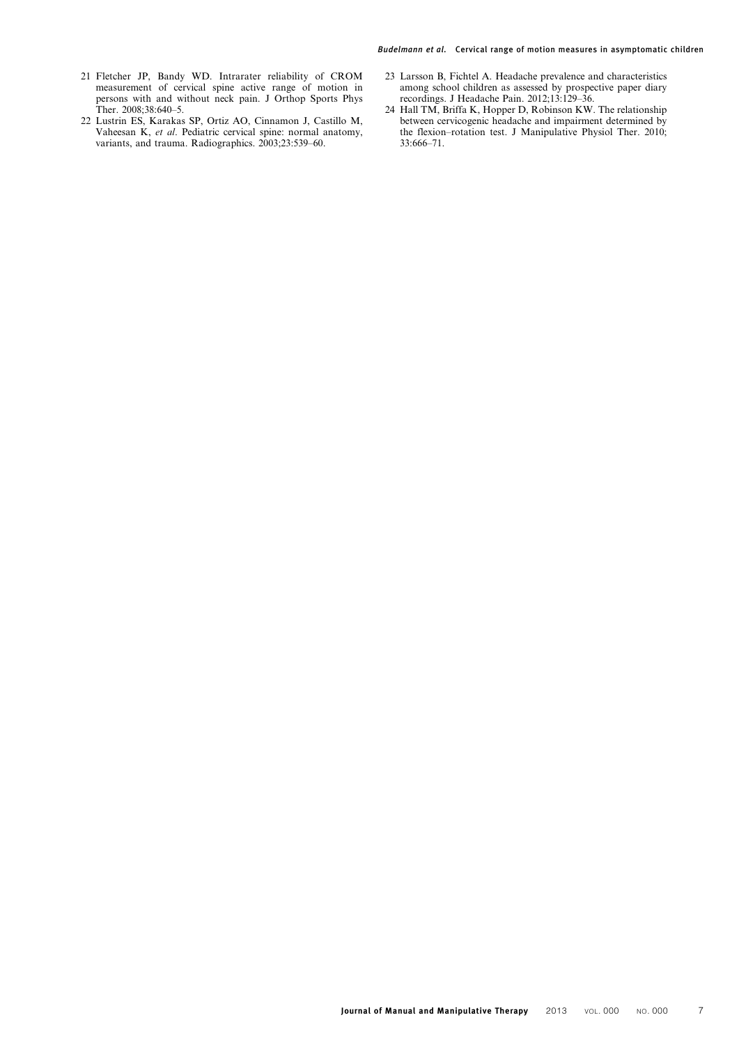21 Fletcher JP, Bandy WD. Intrarater reliability of CROM measurement of cervical spine active range of motion in persons with and without neck pain. J Orthop Sports Phys Ther. 2008;38:640–5.

22 Lustrin ES, Karakas SP, Ortiz AO, Cinnamon J, Castillo M, Vaheesan K, *et al*. Pediatric cervical spine: normal anatomy, variants, and trauma. Radiographics. 2003;23:539–60.

23 Larsson B, Fichtel A. Headache prevalence and characteristics among school children as assessed by prospective paper diary recordings. J Headache Pain. 2012;13:129–36.

24 Hall TM, Briffa K, Hopper D, Robinson KW. The relationship between cervicogenic headache and impairment determined by the flexion–rotation test. J Manipulative Physiol Ther. 2010; 33:666–71.